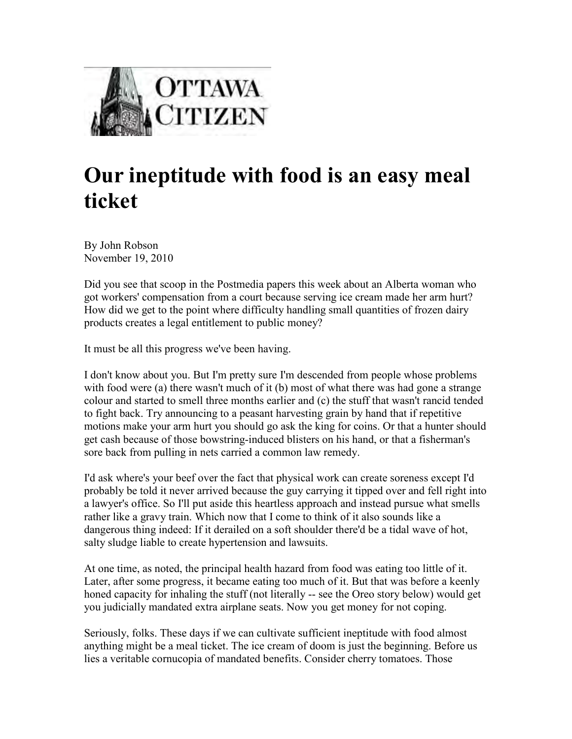OTTAWA CITIZEN

# Our ineptitude with food is an easy meal ticket

By John Robson
November 19, 2010

Did you see that scoop in the Postmedia papers this week about an Alberta woman who got workers' compensation from a court because serving ice cream made her arm hurt? How did we get to the point where difficulty handling small quantities of frozen dairy products creates a legal entitlement to public money?

It must be all this progress we've been having.

I don't know about you. But I'm pretty sure I'm descended from people whose problems with food were (a) there wasn't much of it (b) most of what there was had gone a strange colour and started to smell three months earlier and (c) the stuff that wasn't rancid tended to fight back. Try announcing to a peasant harvesting grain by hand that if repetitive motions make your arm hurt you should go ask the king for coins. Or that a hunter should get cash because of those bowstring-induced blisters on his hand, or that a fisherman's sore back from pulling in nets carried a common law remedy.

I'd ask where's your beef over the fact that physical work can create soreness except I'd probably be told it never arrived because the guy carrying it tipped over and fell right into a lawyer's office. So I'll put aside this heartless approach and instead pursue what smells rather like a gravy train. Which now that I come to think of it also sounds like a dangerous thing indeed: If it derailed on a soft shoulder there'd be a tidal wave of hot, salty sludge liable to create hypertension and lawsuits.

At one time, as noted, the principal health hazard from food was eating too little of it. Later, after some progress, it became eating too much of it. But that was before a keenly honed capacity for inhaling the stuff (not literally -- see the Oreo story below) would get you judicially mandated extra airplane seats. Now you get money for not coping.

Seriously, folks. These days if we can cultivate sufficient ineptitude with food almost anything might be a meal ticket. The ice cream of doom is just the beginning. Before us lies a veritable cornucopia of mandated benefits. Consider cherry tomatoes. Those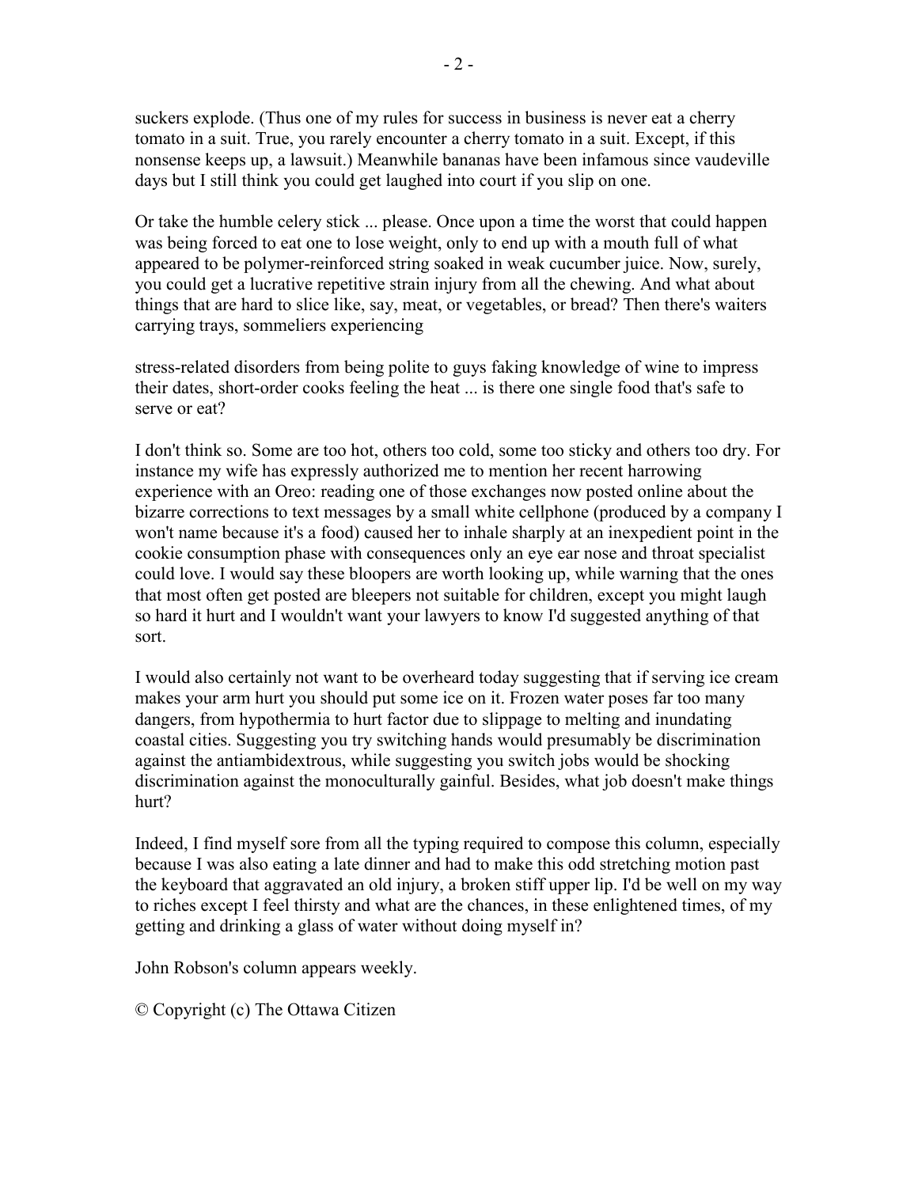suckers explode. (Thus one of my rules for success in business is never eat a cherry tomato in a suit. True, you rarely encounter a cherry tomato in a suit. Except, if this nonsense keeps up, a lawsuit.) Meanwhile bananas have been infamous since vaudeville days but I still think you could get laughed into court if you slip on one.

Or take the humble celery stick ... please. Once upon a time the worst that could happen was being forced to eat one to lose weight, only to end up with a mouth full of what appeared to be polymer-reinforced string soaked in weak cucumber juice. Now, surely, you could get a lucrative repetitive strain injury from all the chewing. And what about things that are hard to slice like, say, meat, or vegetables, or bread? Then there's waiters carrying trays, sommeliers experiencing stress-related disorders from being polite to guys faking knowledge of wine to impress their dates, short-order cooks feeling the heat ... is there one single food that's safe to serve or eat?

I don't think so. Some are too hot, others too cold, some too sticky and others too dry. For instance my wife has expressly authorized me to mention her recent harrowing experience with an Oreo: reading one of those exchanges now posted online about the bizarre corrections to text messages by a small white cellphone (produced by a company I won't name because it's a food) caused her to inhale sharply at an inexpedient point in the cookie consumption phase with consequences only an eye ear nose and throat specialist could love. I would say these bloopers are worth looking up, while warning that the ones that most often get posted are bleepers not suitable for children, except you might laugh so hard it hurt and I wouldn't want your lawyers to know I'd suggested anything of that sort.

I would also certainly not want to be overheard today suggesting that if serving ice cream makes your arm hurt you should put some ice on it. Frozen water poses far too many dangers, from hypothermia to hurt factor due to slippage to melting and inundating coastal cities. Suggesting you try switching hands would presumably be discrimination against the antiambidextrous, while suggesting you switch jobs would be shocking discrimination against the monoculturally gainful. Besides, what job doesn't make things hurt?

Indeed, I find myself sore from all the typing required to compose this column, especially because I was also eating a late dinner and had to make this odd stretching motion past the keyboard that aggravated an old injury, a broken stiff upper lip. I'd be well on my way to riches except I feel thirsty and what are the chances, in these enlightened times, of my getting and drinking a glass of water without doing myself in?

John Robson's column appears weekly.

© Copyright (c) The Ottawa Citizen